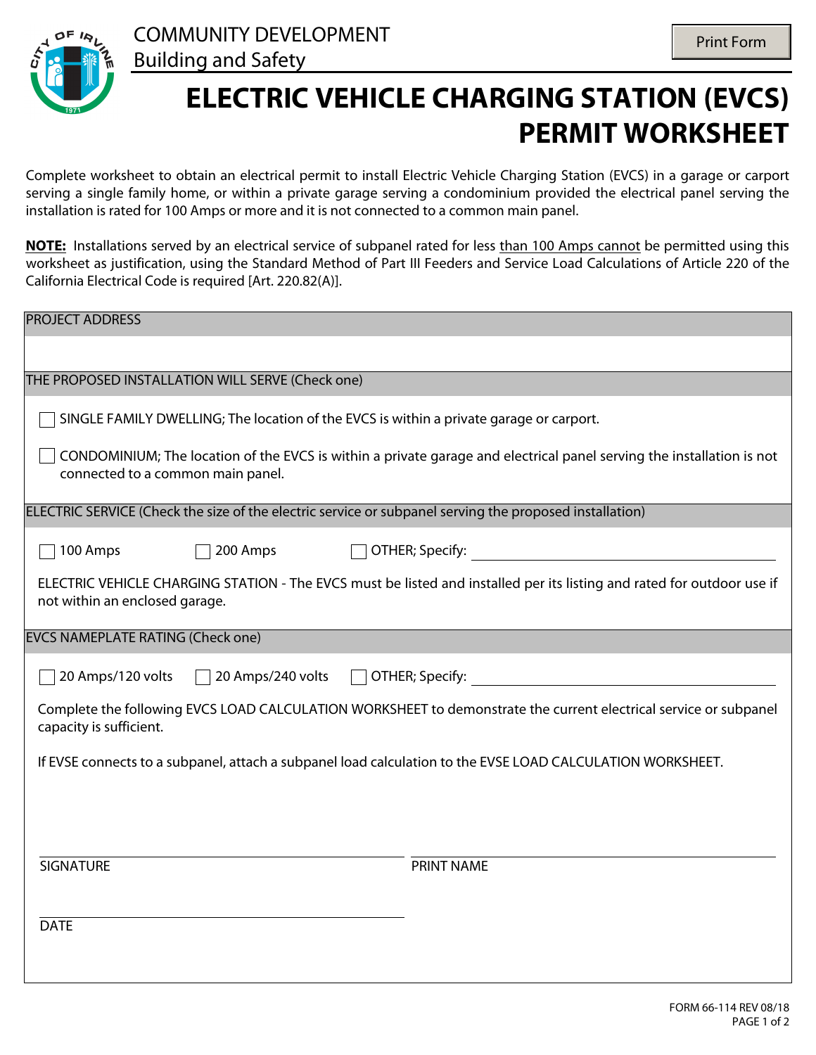COMMUNITY DEVELOPMENT
Building and Safety

Print Form

# ELECTRIC VEHICLE CHARGING STATION (EVCS) PERMIT WORKSHEET

Complete worksheet to obtain an electrical permit to install Electric Vehicle Charging Station (EVCS) in a garage or carport serving a single family home, or within a private garage serving a condominium provided the electrical panel serving the installation is rated for 100 Amps or more and it is not connected to a common main panel.

**NOTE:** Installations served by an electrical service of subpanel rated for less than 100 Amps cannot be permitted using this worksheet as justification, using the Standard Method of Part III Feeders and Service Load Calculations of Article 220 of the California Electrical Code is required [Art. 220.82(A)].

PROJECT ADDRESS

THE PROPOSED INSTALLATION WILL SERVE (Check one)

☐ SINGLE FAMILY DWELLING; The location of the EVCS is within a private garage or carport.

☐ CONDOMINIUM; The location of the EVCS is within a private garage and electrical panel serving the installation is not connected to a common main panel.

ELECTRIC SERVICE (Check the size of the electric service or subpanel serving the proposed installation)

☐ 100 Amps ☐ 200 Amps ☐ OTHER; Specify: ____________________

ELECTRIC VEHICLE CHARGING STATION - The EVCS must be listed and installed per its listing and rated for outdoor use if not within an enclosed garage.

EVCS NAMEPLATE RATING (Check one)

☐ 20 Amps/120 volts ☐ 20 Amps/240 volts ☐ OTHER; Specify: ____________________

Complete the following EVCS LOAD CALCULATION WORKSHEET to demonstrate the current electrical service or subpanel capacity is sufficient.

If EVSE connects to a subpanel, attach a subpanel load calculation to the EVSE LOAD CALCULATION WORKSHEET.

____________________ SIGNATURE

____________________ PRINT NAME

____________________ DATE

FORM 66-114 REV 08/18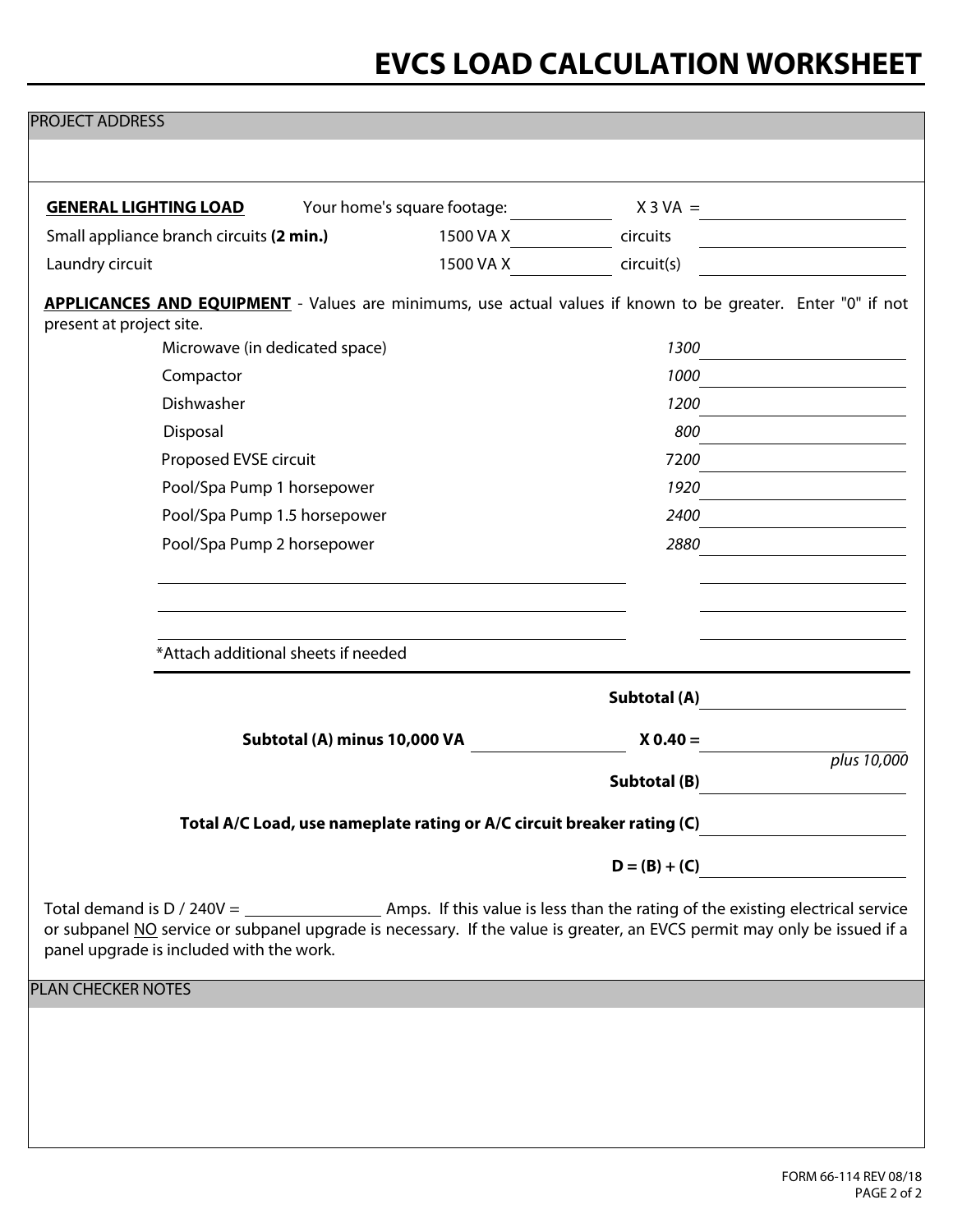# EVCS LOAD CALCULATION WORKSHEET

PROJECT ADDRESS

**GENERAL LIGHTING LOAD** Your home's square footage: ________ X 3 VA = ________

Small appliance branch circuits **(2 min.)** 1500 VA X ________ circuits ________

Laundry circuit 1500 VA X ________ circuit(s) ________

**APPLICANCES AND EQUIPMENT** - Values are minimums, use actual values if known to be greater. Enter "0" if not present at project site.

| | | |
|---|---|---|
| Microwave (in dedicated space) | *1300* | |
| Compactor | *1000* | |
| Dishwasher | *1200* | |
| Disposal | *800* | |
| Proposed EVSE circuit | *7200* | |
| Pool/Spa Pump 1 horsepower | *1920* | |
| Pool/Spa Pump 1.5 horsepower | *2400* | |
| Pool/Spa Pump 2 horsepower | *2880* | |
| | | |
| | | |
| | | |

*Attach additional sheets if needed

**Subtotal (A)** ________

**Subtotal (A) minus 10,000 VA** ________ **X 0.40 =** ________

*plus 10,000*

**Subtotal (B)** ________

**Total A/C Load, use nameplate rating or A/C circuit breaker rating (C)** ________

**D = (B) + (C)** ________

Total demand is D / 240V = ________ Amps. If this value is less than the rating of the existing electrical service or subpanel NO service or subpanel upgrade is necessary. If the value is greater, an EVCS permit may only be issued if a panel upgrade is included with the work.

PLAN CHECKER NOTES

FORM 66-114 REV 08/18